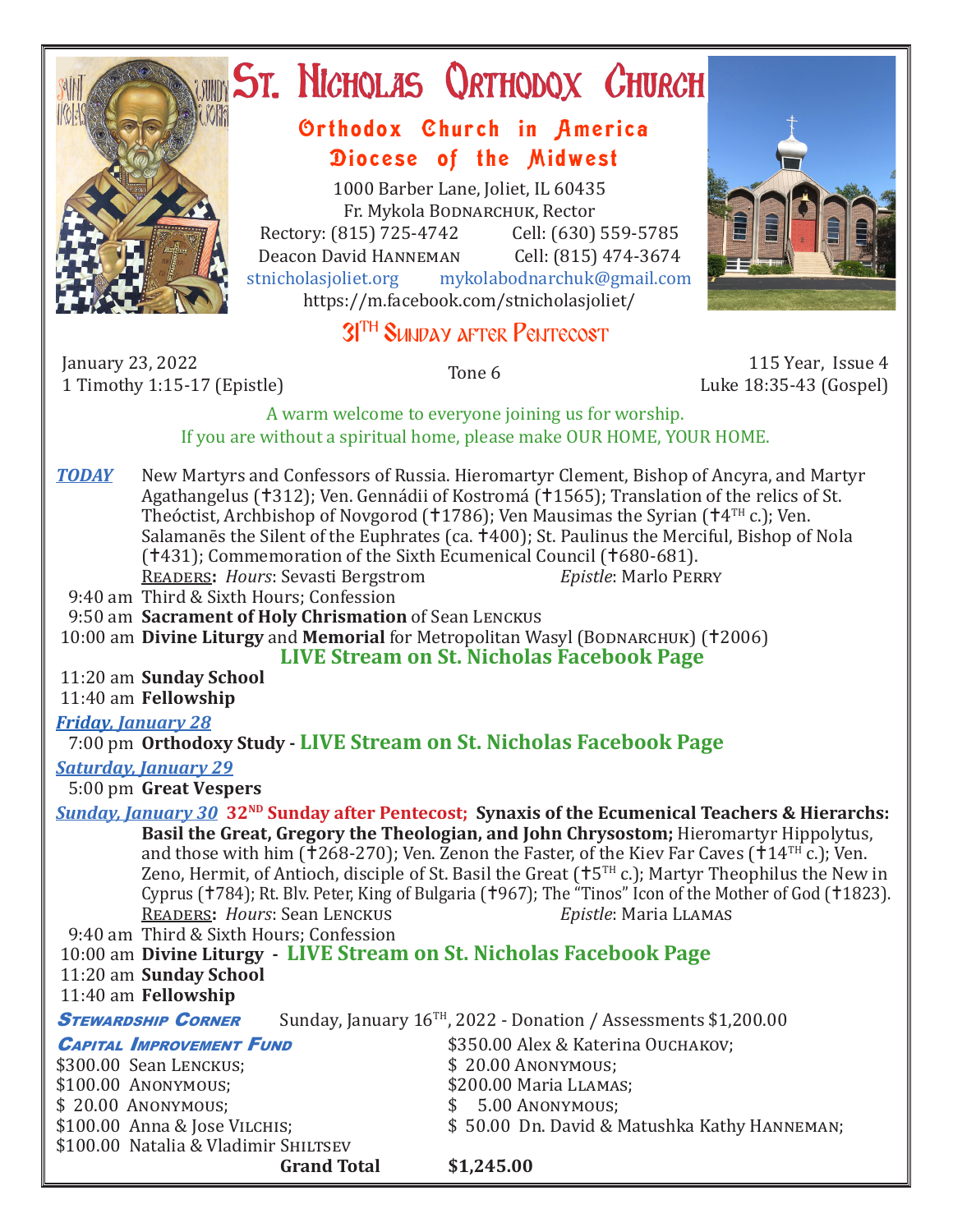# St. Nicholas Orthodox Church

## Orthodox Church in America
## Diocese of the Midwest

1000 Barber Lane, Joliet, IL 60435
Fr. Mykola BODNARCHUK, Rector
Rectory: (815) 725-4742 Cell: (630) 559-5785
Deacon David HANNEMAN Cell: (815) 474-3674
stnicholasjoliet.org mykolabodnarchuk@gmail.com
https://m.facebook.com/stnicholasjoliet/

## 31TH Sunday after Pentecost

January 23, 2022
1 Timothy 1:15-17 (Epistle)

Tone 6

115 Year, Issue 4
Luke 18:35-43 (Gospel)

A warm welcome to everyone joining us for worship.
If you are without a spiritual home, please make OUR HOME, YOUR HOME.

***TODAY*** New Martyrs and Confessors of Russia. Hieromartyr Clement, Bishop of Ancyra, and Martyr Agathangelus (✝312); Ven. Gennádii of Kostromá (✝1565); Translation of the relics of St. Theóctist, Archbishop of Novgorod (✝1786); Ven Mausimas the Syrian (✝4TH c.); Ven. Salamanēs the Silent of the Euphrates (ca. ✝400); St. Paulinus the Merciful, Bishop of Nola (✝431); Commemoration of the Sixth Ecumenical Council (✝680-681).

READERS**:** *Hours*: Sevasti Bergstrom *Epistle*: Marlo PERRY

9:40 am Third & Sixth Hours; Confession
9:50 am **Sacrament of Holy Chrismation** of Sean LENCKUS
10:00 am **Divine Liturgy** and **Memorial** for Metropolitan Wasyl (BODNARCHUK) (✝2006)
**LIVE Stream on St. Nicholas Facebook Page**
11:20 am **Sunday School**
11:40 am **Fellowship**

***Friday, January 28***

7:00 pm **Orthodoxy Study - LIVE Stream on St. Nicholas Facebook Page**

***Saturday, January 29***

5:00 pm **Great Vespers**

***Sunday, January 30*** **32ND Sunday after Pentecost; Synaxis of the Ecumenical Teachers & Hierarchs: Basil the Great, Gregory the Theologian, and John Chrysostom;** Hieromartyr Hippolytus, and those with him (✝268-270); Ven. Zenon the Faster, of the Kiev Far Caves (✝14TH c.); Ven. Zeno, Hermit, of Antioch, disciple of St. Basil the Great (✝5TH c.); Martyr Theophilus the New in Cyprus (✝784); Rt. Blv. Peter, King of Bulgaria (✝967); The "Tinos" Icon of the Mother of God (✝1823).

READERS**:** *Hours*: Sean LENCKUS *Epistle*: Maria LLAMAS

9:40 am Third & Sixth Hours; Confession
10:00 am **Divine Liturgy - LIVE Stream on St. Nicholas Facebook Page**
11:20 am **Sunday School**
11:40 am **Fellowship**

***STEWARDSHIP CORNER*** Sunday, January 16TH, 2022 - Donation / Assessments $1,200.00

***CAPITAL IMPROVEMENT FUND***

$300.00 Sean LENCKUS;
$100.00 ANONYMOUS;
$ 20.00 ANONYMOUS;
$100.00 Anna & Jose VILCHIS;
$100.00 Natalia & Vladimir SHILTSEV
$350.00 Alex & Katerina OUCHAKOV;
$ 20.00 ANONYMOUS;
$200.00 Maria LLAMAS;
$ 5.00 ANONYMOUS;
$ 50.00 Dn. David & Matushka Kathy HANNEMAN;

**Grand Total** **$1,245.00**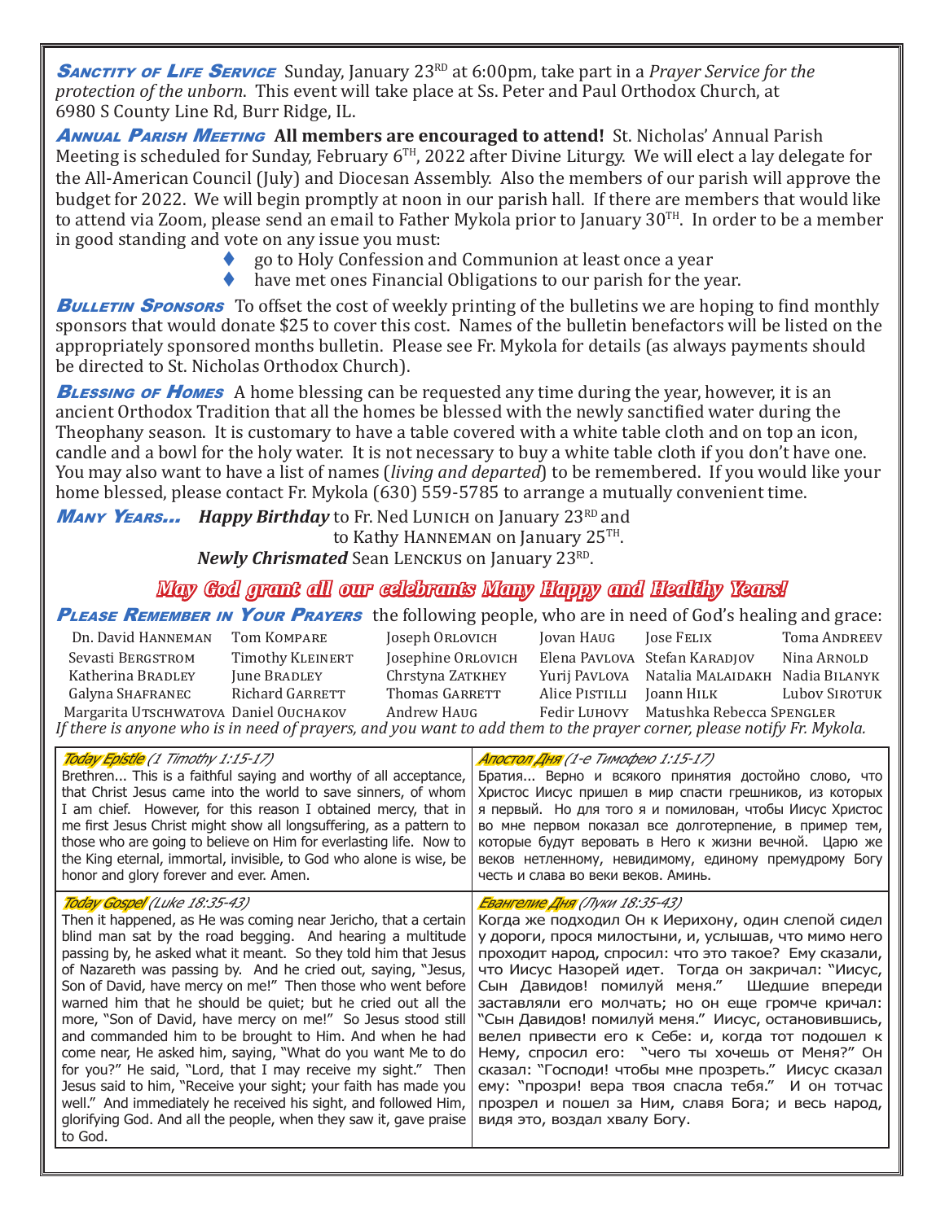**SANCTITY OF LIFE SERVICE** Sunday, January 23RD at 6:00pm, take part in a *Prayer Service for the protection of the unborn*. This event will take place at Ss. Peter and Paul Orthodox Church, at 6980 S County Line Rd, Burr Ridge, IL.

**ANNUAL PARISH MEETING** **All members are encouraged to attend!** St. Nicholas' Annual Parish Meeting is scheduled for Sunday, February 6TH, 2022 after Divine Liturgy. We will elect a lay delegate for the All-American Council (July) and Diocesan Assembly. Also the members of our parish will approve the budget for 2022. We will begin promptly at noon in our parish hall. If there are members that would like to attend via Zoom, please send an email to Father Mykola prior to January 30TH. In order to be a member in good standing and vote on any issue you must:

- go to Holy Confession and Communion at least once a year
- have met ones Financial Obligations to our parish for the year.

**BULLETIN SPONSORS** To offset the cost of weekly printing of the bulletins we are hoping to find monthly sponsors that would donate $25 to cover this cost. Names of the bulletin benefactors will be listed on the appropriately sponsored months bulletin. Please see Fr. Mykola for details (as always payments should be directed to St. Nicholas Orthodox Church).

**BLESSING OF HOMES** A home blessing can be requested any time during the year, however, it is an ancient Orthodox Tradition that all the homes be blessed with the newly sanctified water during the Theophany season. It is customary to have a table covered with a white table cloth and on top an icon, candle and a bowl for the holy water. It is not necessary to buy a white table cloth if you don't have one. You may also want to have a list of names (*living and departed*) to be remembered. If you would like your home blessed, please contact Fr. Mykola (630) 559-5785 to arrange a mutually convenient time.

**MANY YEARS...** ***Happy Birthday*** to Fr. Ned LUNICH on January 23RD and to Kathy HANNEMAN on January 25TH.
***Newly Chrismated*** Sean LENCKUS on January 23RD.

***May God grant all our celebrants Many Happy and Healthy Years!***

**PLEASE REMEMBER IN YOUR PRAYERS** the following people, who are in need of God's healing and grace:

| | | | | | |
|---|---|---|---|---|---|
| Dn. David HANNEMAN | Tom KOMPARE | Joseph ORLOVICH | Jovan HAUG | Jose FELIX | Toma ANDREEV |
| Sevasti BERGSTROM | Timothy KLEINERT | Josephine ORLOVICH | Elena PAVLOVA | Stefan KARADJOV | Nina ARNOLD |
| Katherina BRADLEY | June BRADLEY | Chrstyna ZATKHEY | Yurij PAVLOVA | Natalia MALAIDAKH | Nadia BILANYK |
| Galyna SHAFRANEC | Richard GARRETT | Thomas GARRETT | Alice PISTILLI | Joann HILK | Lubov SIROTUK |
| Margarita UTSCHWATOVA | Daniel OUCHAKOV | Andrew HAUG | Fedir LUHOVY | Matushka Rebecca SPENGLER | |

*If there is anyone who is in need of prayers, and you want to add them to the prayer corner, please notify Fr. Mykola.*

*Today Epistle (1 Timothy 1:15-17)*
Brethren... This is a faithful saying and worthy of all acceptance, that Christ Jesus came into the world to save sinners, of whom I am chief. However, for this reason I obtained mercy, that in me first Jesus Christ might show all longsuffering, as a pattern to those who are going to believe on Him for everlasting life. Now to the King eternal, immortal, invisible, to God who alone is wise, be honor and glory forever and ever. Amen.

*Апостол Дня (1-е Тимофею 1:15-17)*
Братия... Верно и всякого принятия достойно слово, что Христос Иисус пришел в мир спасти грешников, из которых я первый. Но для того я и помилован, чтобы Иисус Христос во мне первом показал все долготерпение, в пример тем, которые будут веровать в Него к жизни вечной. Царю же веков нетленному, невидимому, единому премудрому Богу честь и слава во веки веков. Аминь.

*Today Gospel (Luke 18:35-43)*
Then it happened, as He was coming near Jericho, that a certain blind man sat by the road begging. And hearing a multitude passing by, he asked what it meant. So they told him that Jesus of Nazareth was passing by. And he cried out, saying, "Jesus, Son of David, have mercy on me!" Then those who went before warned him that he should be quiet; but he cried out all the more, "Son of David, have mercy on me!" So Jesus stood still and commanded him to be brought to Him. And when he had come near, He asked him, saying, "What do you want Me to do for you?" He said, "Lord, that I may receive my sight." Then Jesus said to him, "Receive your sight; your faith has made you well." And immediately he received his sight, and followed Him, glorifying God. And all the people, when they saw it, gave praise to God.

*Евангелие Дня (Луки 18:35-43)*
Когда же подходил Он к Иерихону, один слепой сидел у дороги, прося милостыни, и, услышав, что мимо него проходит народ, спросил: что это такое? Ему сказали, что Иисус Назорей идет. Тогда он закричал: "Иисус, Сын Давидов! помилуй меня." Шедшие впереди заставляли его молчать; но он еще громче кричал: "Сын Давидов! помилуй меня." Иисус, остановившись, велел привести его к Себе: и, когда тот подошел к Нему, спросил его: "чего ты хочешь от Меня?" Он сказал: "Господи! чтобы мне прозреть." Иисус сказал ему: "прозри! вера твоя спасла тебя." И он тотчас прозрел и пошел за Ним, славя Бога; и весь народ, видя это, воздал хвалу Богу.